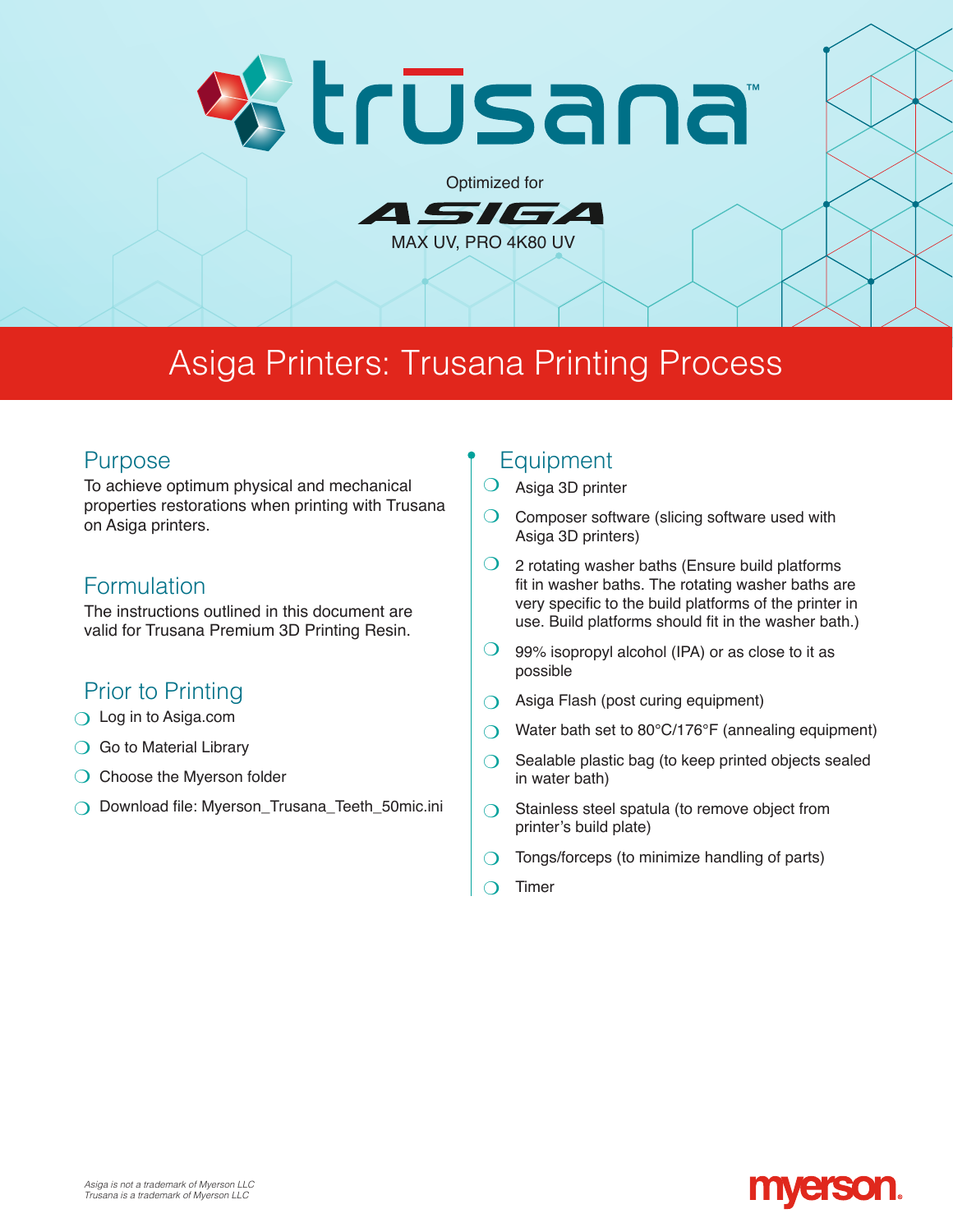# trūsana™

Optimized for

ASIGA

MAX UV, PRO 4K80 UV

# Asiga Printers: Trusana Printing Process

## Purpose

To achieve optimum physical and mechanical properties restorations when printing with Trusana on Asiga printers.

## Formulation

The instructions outlined in this document are valid for Trusana Premium 3D Printing Resin.

## Prior to Printing

- Log in to Asiga.com
- Go to Material Library
- Choose the Myerson folder
- Download file: Myerson_Trusana_Teeth_50mic.ini

## Equipment

- Asiga 3D printer
- Composer software (slicing software used with Asiga 3D printers)
- 2 rotating washer baths (Ensure build platforms fit in washer baths. The rotating washer baths are very specific to the build platforms of the printer in use. Build platforms should fit in the washer bath.)
- 99% isopropyl alcohol (IPA) or as close to it as possible
- Asiga Flash (post curing equipment)
- Water bath set to 80°C/176°F (annealing equipment)
- Sealable plastic bag (to keep printed objects sealed in water bath)
- Stainless steel spatula (to remove object from printer's build plate)
- Tongs/forceps (to minimize handling of parts)
- Timer

*Asiga is not a trademark of Myerson LLC*
*Trusana is a trademark of Myerson LLC*

myerson.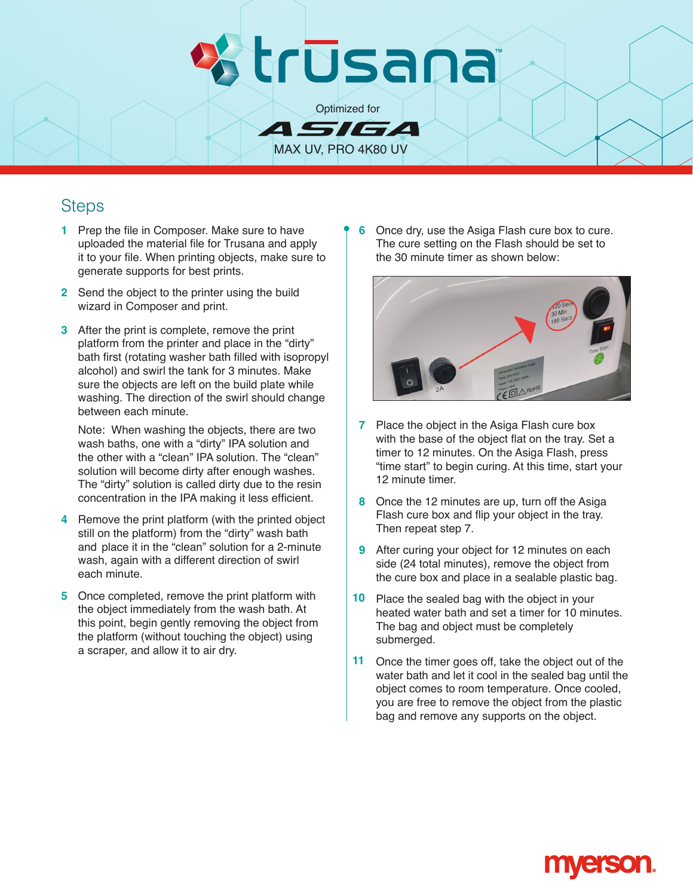# trūsana™

Optimized for

ASIGA

MAX UV, PRO 4K80 UV

## Steps

1. Prep the file in Composer. Make sure to have uploaded the material file for Trusana and apply it to your file. When printing objects, make sure to generate supports for best prints.

2. Send the object to the printer using the build wizard in Composer and print.

3. After the print is complete, remove the print platform from the printer and place in the "dirty" bath first (rotating washer bath filled with isopropyl alcohol) and swirl the tank for 3 minutes. Make sure the objects are left on the build plate while washing. The direction of the swirl should change between each minute.

   Note: When washing the objects, there are two wash baths, one with a "dirty" IPA solution and the other with a "clean" IPA solution. The "clean" solution will become dirty after enough washes. The "dirty" solution is called dirty due to the resin concentration in the IPA making it less efficient.

4. Remove the print platform (with the printed object still on the platform) from the "dirty" wash bath and place it in the "clean" solution for a 2-minute wash, again with a different direction of swirl each minute.

5. Once completed, remove the print platform with the object immediately from the wash bath. At this point, begin gently removing the object from the platform (without touching the object) using a scraper, and allow it to air dry.

6. Once dry, use the Asiga Flash cure box to cure. The cure setting on the Flash should be set to the 30 minute timer as shown below:

7. Place the object in the Asiga Flash cure box with the base of the object flat on the tray. Set a timer to 12 minutes. On the Asiga Flash, press "time start" to begin curing. At this time, start your 12 minute timer.

8. Once the 12 minutes are up, turn off the Asiga Flash cure box and flip your object in the tray. Then repeat step 7.

9. After curing your object for 12 minutes on each side (24 total minutes), remove the object from the cure box and place in a sealable plastic bag.

10. Place the sealed bag with the object in your heated water bath and set a timer for 10 minutes. The bag and object must be completely submerged.

11. Once the timer goes off, take the object out of the water bath and let it cool in the sealed bag until the object comes to room temperature. Once cooled, you are free to remove the object from the plastic bag and remove any supports on the object.

myerson.